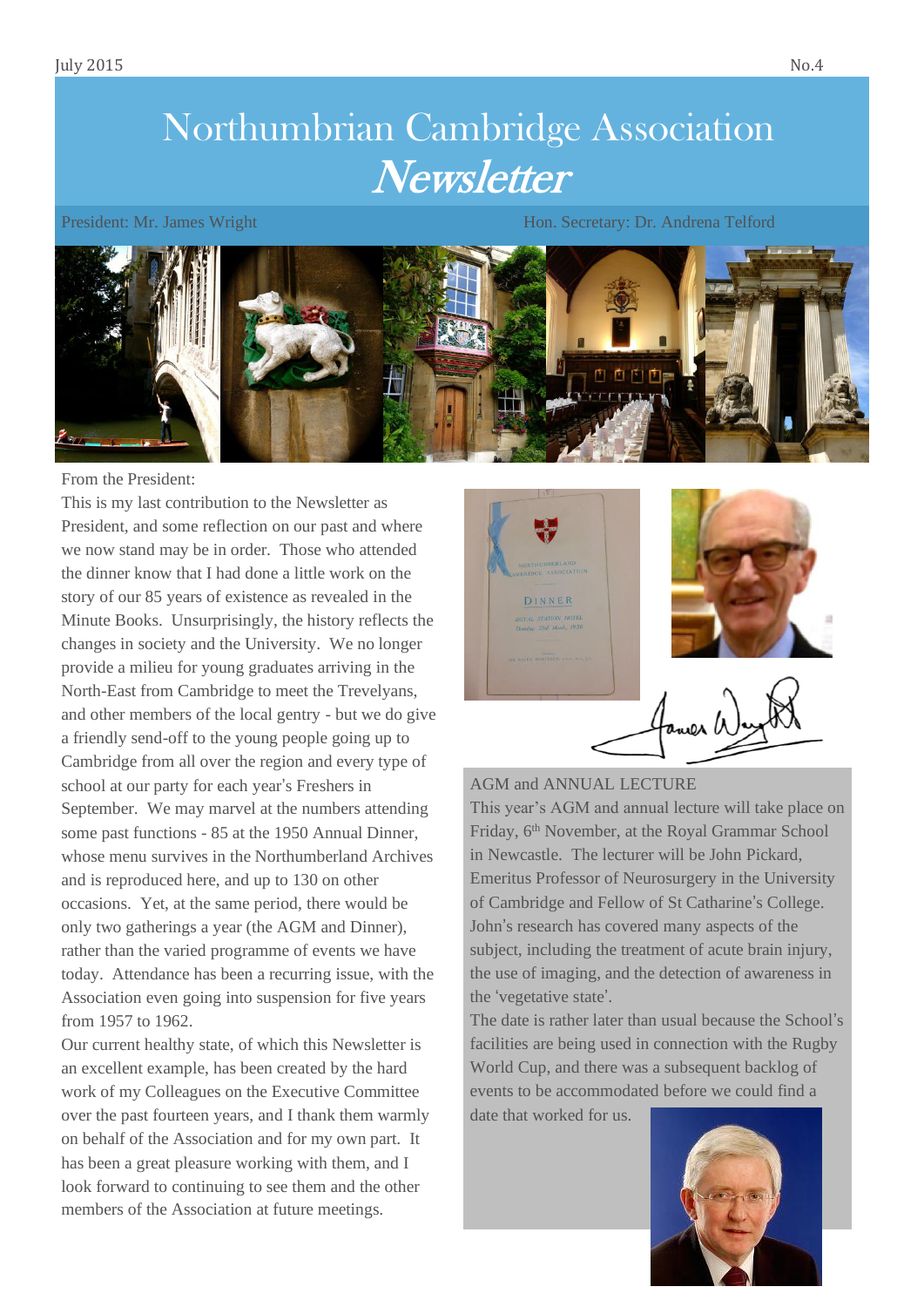July 2015 No.4

# Northumbrian Cambridge Association *Newsletter*

President: Mr. James Wright Hon. Secretary: Dr. Andrena Telford

## From the President:

This is my last contribution to the Newsletter as President, and some reflection on our past and where we now stand may be in order. Those who attended the dinner know that I had done a little work on the story of our 85 years of existence as revealed in the Minute Books. Unsurprisingly, the history reflects the changes in society and the University. We no longer provide a milieu for young graduates arriving in the North-East from Cambridge to meet the Trevelyans, and other members of the local gentry - but we do give a friendly send-off to the young people going up to Cambridge from all over the region and every type of school at our party for each year's Freshers in September. We may marvel at the numbers attending some past functions - 85 at the 1950 Annual Dinner, whose menu survives in the Northumberland Archives and is reproduced here, and up to 130 on other occasions. Yet, at the same period, there would be only two gatherings a year (the AGM and Dinner), rather than the varied programme of events we have today. Attendance has been a recurring issue, with the Association even going into suspension for five years from 1957 to 1962.

Our current healthy state, of which this Newsletter is an excellent example, has been created by the hard work of my Colleagues on the Executive Committee over the past fourteen years, and I thank them warmly on behalf of the Association and for my own part. It has been a great pleasure working with them, and I look forward to continuing to see them and the other members of the Association at future meetings.

James Wright

## AGM and ANNUAL LECTURE

This year's AGM and annual lecture will take place on Friday, 6th November, at the Royal Grammar School in Newcastle. The lecturer will be John Pickard, Emeritus Professor of Neurosurgery in the University of Cambridge and Fellow of St Catharine's College. John's research has covered many aspects of the subject, including the treatment of acute brain injury, the use of imaging, and the detection of awareness in the 'vegetative state'.

The date is rather later than usual because the School's facilities are being used in connection with the Rugby World Cup, and there was a subsequent backlog of events to be accommodated before we could find a date that worked for us.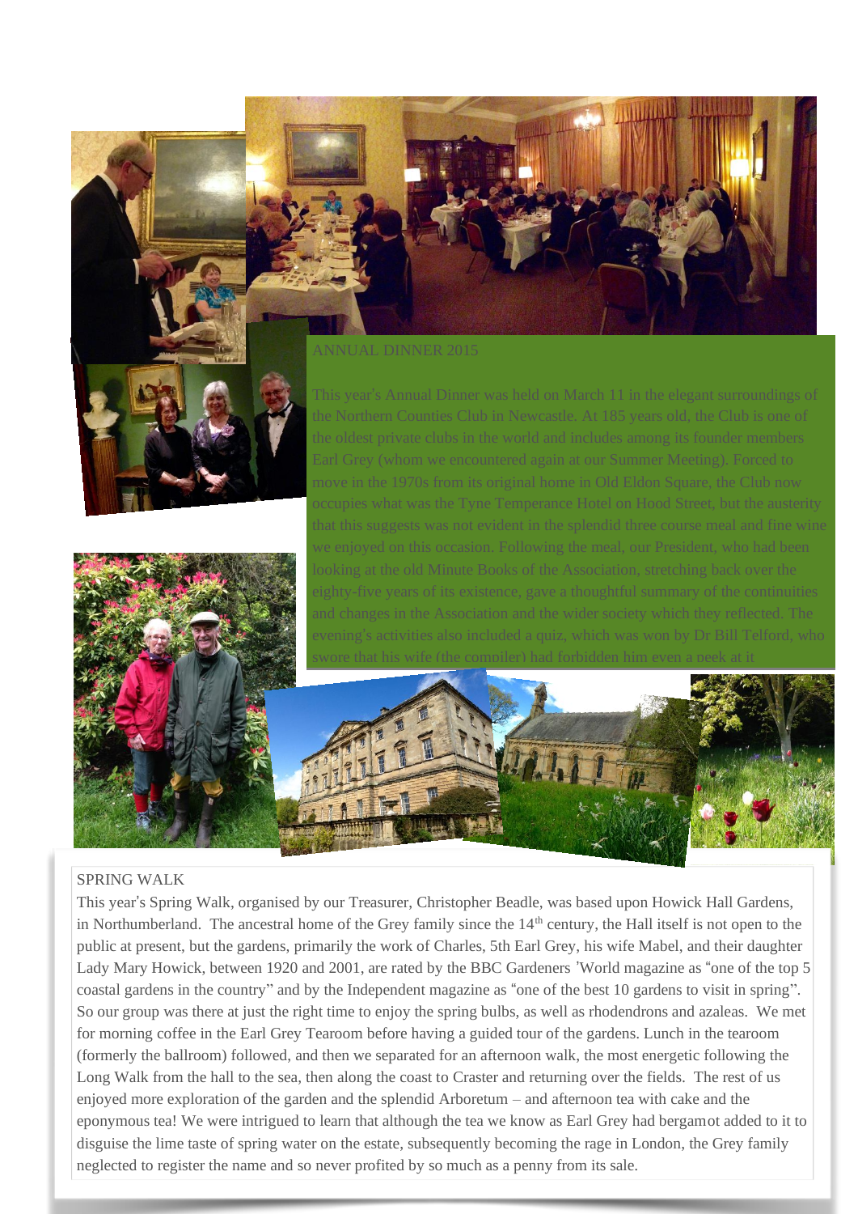## ANNUAL DINNER 2015

This year's Annual Dinner was held on March 11 in the elegant surroundings of the Northern Counties Club in Newcastle. At 185 years old, the Club is one of the oldest private clubs in the world and includes among its founder members Earl Grey (whom we encountered again at our Summer Meeting). Forced to move in the 1970s from its original home in Old Eldon Square, the Club now occupies what was the Tyne Temperance Hotel on Hood Street, but the austerity that this suggests was not evident in the splendid three course meal and fine wine we enjoyed on this occasion. Following the meal, our President, who had been looking at the old Minute Books of the Association, stretching back over the eighty-five years of its existence, gave a thoughtful summary of the continuities and changes in the Association and the wider society which they reflected. The evening's activities also included a quiz, which was won by Dr Bill Telford, who swore that his wife (the compiler) had forbidden him even a peek at it

## SPRING WALK

This year's Spring Walk, organised by our Treasurer, Christopher Beadle, was based upon Howick Hall Gardens, in Northumberland. The ancestral home of the Grey family since the 14th century, the Hall itself is not open to the public at present, but the gardens, primarily the work of Charles, 5th Earl Grey, his wife Mabel, and their daughter Lady Mary Howick, between 1920 and 2001, are rated by the BBC Gardeners 'World magazine as "one of the top 5 coastal gardens in the country" and by the Independent magazine as "one of the best 10 gardens to visit in spring". So our group was there at just the right time to enjoy the spring bulbs, as well as rhodendrons and azaleas. We met for morning coffee in the Earl Grey Tearoom before having a guided tour of the gardens. Lunch in the tearoom (formerly the ballroom) followed, and then we separated for an afternoon walk, the most energetic following the Long Walk from the hall to the sea, then along the coast to Craster and returning over the fields. The rest of us enjoyed more exploration of the garden and the splendid Arboretum – and afternoon tea with cake and the eponymous tea! We were intrigued to learn that although the tea we know as Earl Grey had bergamot added to it to disguise the lime taste of spring water on the estate, subsequently becoming the rage in London, the Grey family neglected to register the name and so never profited by so much as a penny from its sale.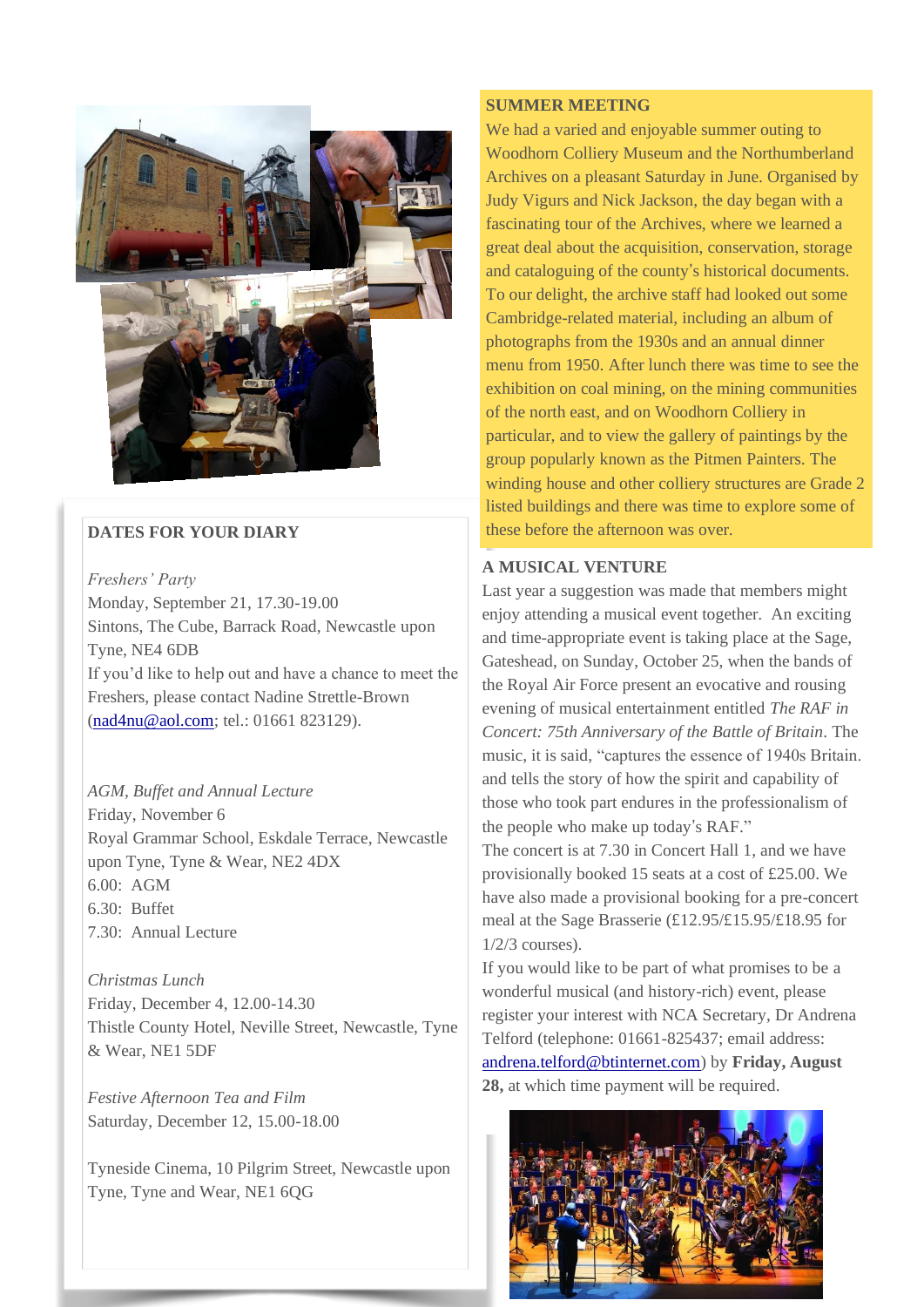## SUMMER MEETING

We had a varied and enjoyable summer outing to Woodhorn Colliery Museum and the Northumberland Archives on a pleasant Saturday in June. Organised by Judy Vigurs and Nick Jackson, the day began with a fascinating tour of the Archives, where we learned a great deal about the acquisition, conservation, storage and cataloguing of the county's historical documents. To our delight, the archive staff had looked out some Cambridge-related material, including an album of photographs from the 1930s and an annual dinner menu from 1950. After lunch there was time to see the exhibition on coal mining, on the mining communities of the north east, and on Woodhorn Colliery in particular, and to view the gallery of paintings by the group popularly known as the Pitmen Painters. The winding house and other colliery structures are Grade 2 listed buildings and there was time to explore some of these before the afternoon was over.

## DATES FOR YOUR DIARY

*Freshers' Party*
Monday, September 21, 17.30-19.00
Sintons, The Cube, Barrack Road, Newcastle upon Tyne, NE4 6DB
If you'd like to help out and have a chance to meet the Freshers, please contact Nadine Strettle-Brown (nad4nu@aol.com; tel.: 01661 823129).

*AGM, Buffet and Annual Lecture*
Friday, November 6
Royal Grammar School, Eskdale Terrace, Newcastle upon Tyne, Tyne & Wear, NE2 4DX
6.00: AGM
6.30: Buffet
7.30: Annual Lecture

*Christmas Lunch*
Friday, December 4, 12.00-14.30
Thistle County Hotel, Neville Street, Newcastle, Tyne & Wear, NE1 5DF

*Festive Afternoon Tea and Film*
Saturday, December 12, 15.00-18.00

Tyneside Cinema, 10 Pilgrim Street, Newcastle upon Tyne, Tyne and Wear, NE1 6QG

## A MUSICAL VENTURE

Last year a suggestion was made that members might enjoy attending a musical event together. An exciting and time-appropriate event is taking place at the Sage, Gateshead, on Sunday, October 25, when the bands of the Royal Air Force present an evocative and rousing evening of musical entertainment entitled *The RAF in Concert: 75th Anniversary of the Battle of Britain*. The music, it is said, "captures the essence of 1940s Britain. and tells the story of how the spirit and capability of those who took part endures in the professionalism of the people who make up today's RAF."

The concert is at 7.30 in Concert Hall 1, and we have provisionally booked 15 seats at a cost of £25.00. We have also made a provisional booking for a pre-concert meal at the Sage Brasserie (£12.95/£15.95/£18.95 for 1/2/3 courses).

If you would like to be part of what promises to be a wonderful musical (and history-rich) event, please register your interest with NCA Secretary, Dr Andrena Telford (telephone: 01661-825437; email address: andrena.telford@btinternet.com) by **Friday, August 28,** at which time payment will be required.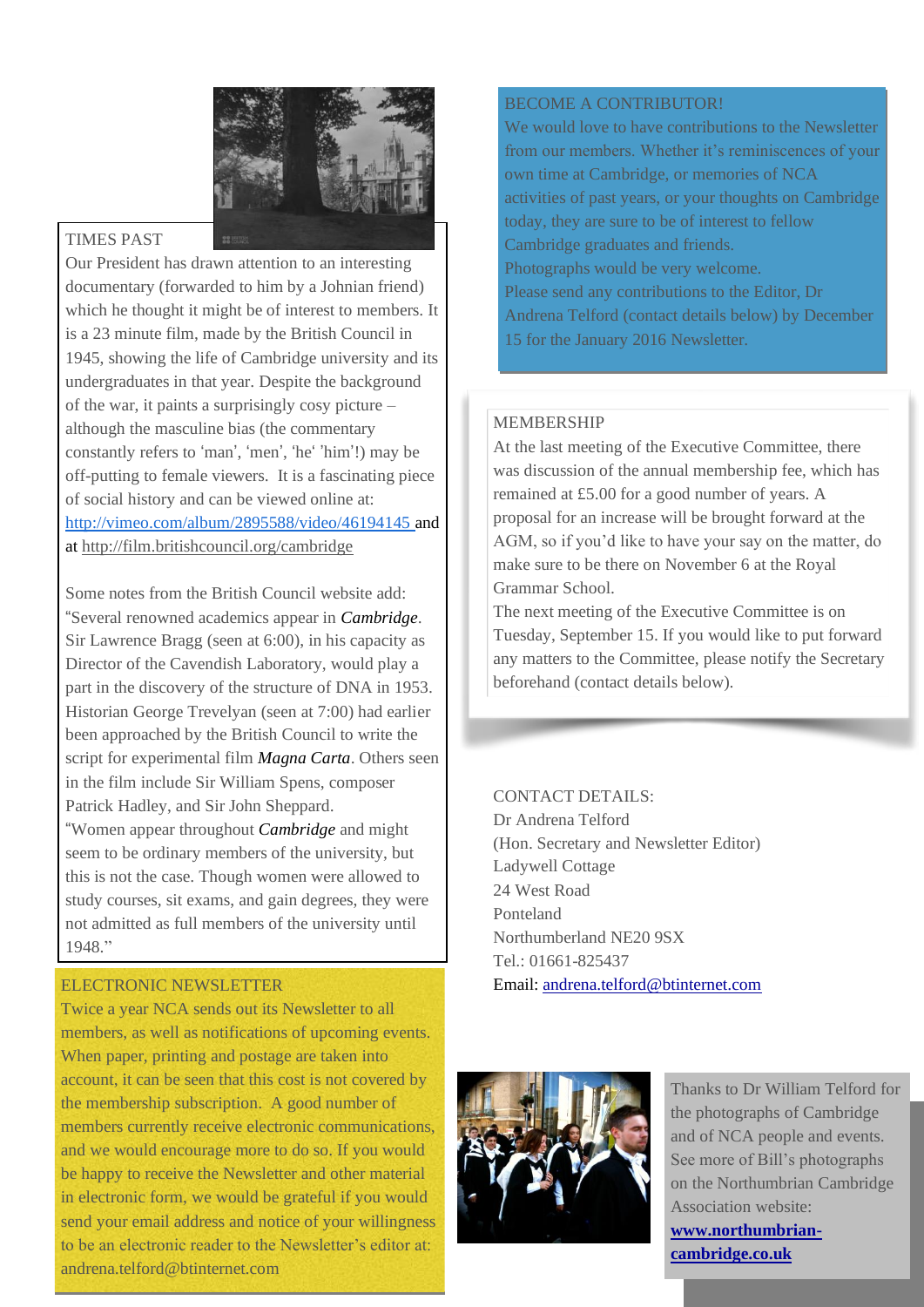## TIMES PAST

Our President has drawn attention to an interesting documentary (forwarded to him by a Johnian friend) which he thought it might be of interest to members. It is a 23 minute film, made by the British Council in 1945, showing the life of Cambridge university and its undergraduates in that year. Despite the background of the war, it paints a surprisingly cosy picture – although the masculine bias (the commentary constantly refers to 'man', 'men', 'he' 'him'!) may be off-putting to female viewers. It is a fascinating piece of social history and can be viewed online at: http://vimeo.com/album/2895588/video/46194145 and at http://film.britishcouncil.org/cambridge

Some notes from the British Council website add: "Several renowned academics appear in *Cambridge*. Sir Lawrence Bragg (seen at 6:00), in his capacity as Director of the Cavendish Laboratory, would play a part in the discovery of the structure of DNA in 1953. Historian George Trevelyan (seen at 7:00) had earlier been approached by the British Council to write the script for experimental film *Magna Carta*. Others seen in the film include Sir William Spens, composer Patrick Hadley, and Sir John Sheppard.

"Women appear throughout *Cambridge* and might seem to be ordinary members of the university, but this is not the case. Though women were allowed to study courses, sit exams, and gain degrees, they were not admitted as full members of the university until 1948."

## ELECTRONIC NEWSLETTER

Twice a year NCA sends out its Newsletter to all members, as well as notifications of upcoming events. When paper, printing and postage are taken into account, it can be seen that this cost is not covered by the membership subscription. A good number of members currently receive electronic communications, and we would encourage more to do so. If you would be happy to receive the Newsletter and other material in electronic form, we would be grateful if you would send your email address and notice of your willingness to be an electronic reader to the Newsletter's editor at: andrena.telford@btinternet.com

## BECOME A CONTRIBUTOR!

We would love to have contributions to the Newsletter from our members. Whether it's reminiscences of your own time at Cambridge, or memories of NCA activities of past years, or your thoughts on Cambridge today, they are sure to be of interest to fellow Cambridge graduates and friends.

Photographs would be very welcome.

Please send any contributions to the Editor, Dr Andrena Telford (contact details below) by December 15 for the January 2016 Newsletter.

## MEMBERSHIP

At the last meeting of the Executive Committee, there was discussion of the annual membership fee, which has remained at £5.00 for a good number of years. A proposal for an increase will be brought forward at the AGM, so if you'd like to have your say on the matter, do make sure to be there on November 6 at the Royal Grammar School.

The next meeting of the Executive Committee is on Tuesday, September 15. If you would like to put forward any matters to the Committee, please notify the Secretary beforehand (contact details below).

## CONTACT DETAILS:

Dr Andrena Telford
(Hon. Secretary and Newsletter Editor)
Ladywell Cottage
24 West Road
Ponteland
Northumberland NE20 9SX
Tel.: 01661-825437
Email: andrena.telford@btinternet.com

Thanks to Dr William Telford for the photographs of Cambridge and of NCA people and events. See more of Bill's photographs on the Northumbrian Cambridge Association website: **www.northumbrian-cambridge.co.uk**